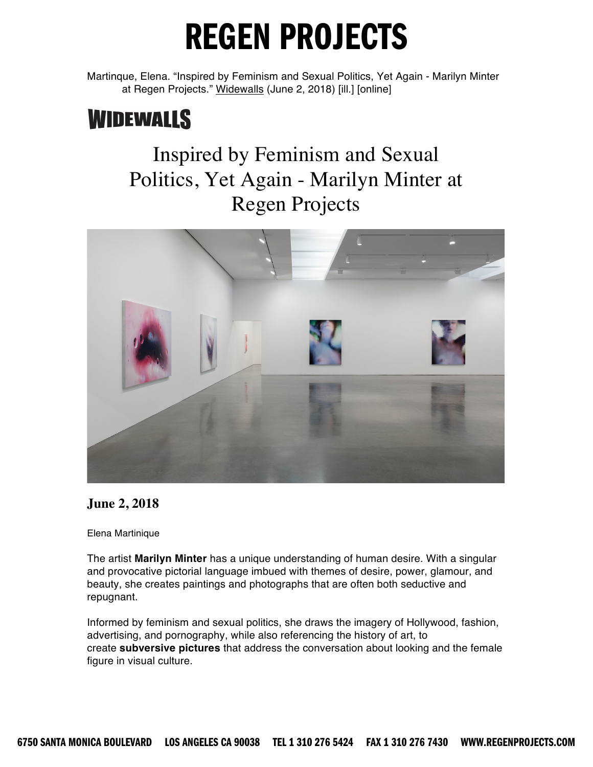# REGEN PROJECTS

Martinque, Elena. "Inspired by Feminism and Sexual Politics, Yet Again - Marilyn Minter at Regen Projects." Widewalls (June 2, 2018) [ill.] [online]

## WIDEWALLS

# Inspired by Feminism and Sexual Politics, Yet Again - Marilyn Minter at Regen Projects

**June 2, 2018**

Elena Martinique

The artist **Marilyn Minter** has a unique understanding of human desire. With a singular and provocative pictorial language imbued with themes of desire, power, glamour, and beauty, she creates paintings and photographs that are often both seductive and repugnant.

Informed by feminism and sexual politics, she draws the imagery of Hollywood, fashion, advertising, and pornography, while also referencing the history of art, to create **subversive pictures** that address the conversation about looking and the female figure in visual culture.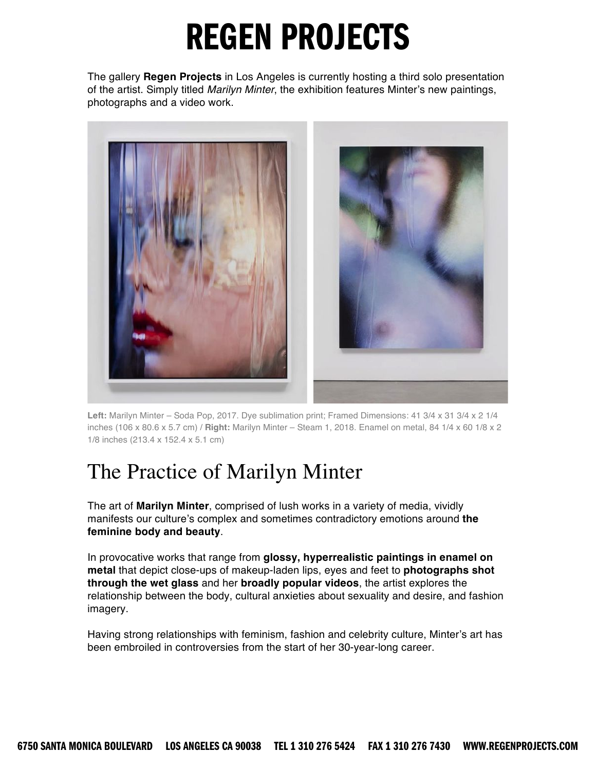# REGEN PROJECTS

The gallery **Regen Projects** in Los Angeles is currently hosting a third solo presentation of the artist. Simply titled *Marilyn Minter*, the exhibition features Minter's new paintings, photographs and a video work.

**Left:** Marilyn Minter – Soda Pop, 2017. Dye sublimation print; Framed Dimensions: 41 3/4 x 31 3/4 x 2 1/4 inches (106 x 80.6 x 5.7 cm) / **Right:** Marilyn Minter – Steam 1, 2018. Enamel on metal, 84 1/4 x 60 1/8 x 2 1/8 inches (213.4 x 152.4 x 5.1 cm)

## The Practice of Marilyn Minter

The art of **Marilyn Minter**, comprised of lush works in a variety of media, vividly manifests our culture's complex and sometimes contradictory emotions around **the feminine body and beauty**.

In provocative works that range from **glossy, hyperrealistic paintings in enamel on metal** that depict close-ups of makeup-laden lips, eyes and feet to **photographs shot through the wet glass** and her **broadly popular videos**, the artist explores the relationship between the body, cultural anxieties about sexuality and desire, and fashion imagery.

Having strong relationships with feminism, fashion and celebrity culture, Minter's art has been embroiled in controversies from the start of her 30-year-long career.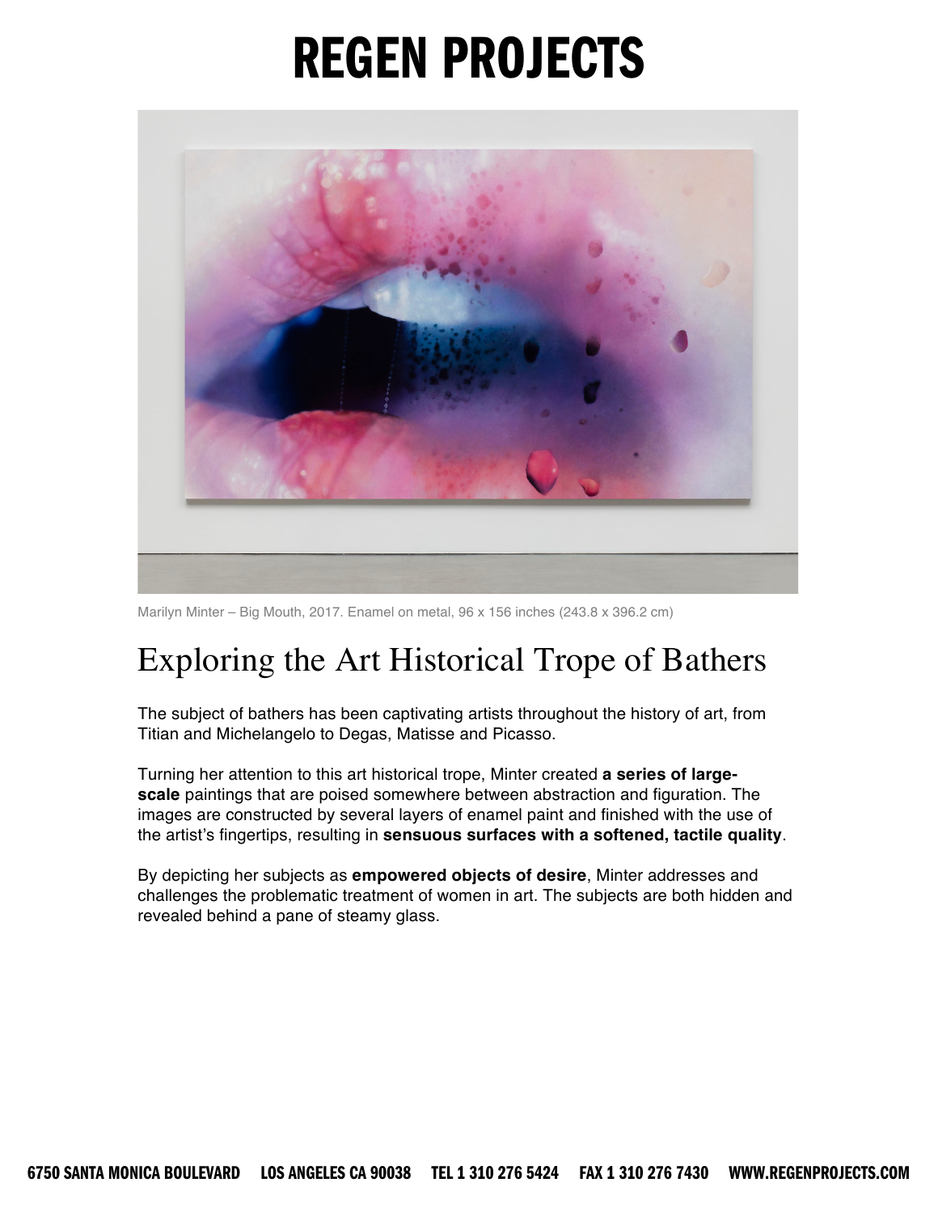# REGEN PROJECTS

Marilyn Minter – Big Mouth, 2017. Enamel on metal, 96 x 156 inches (243.8 x 396.2 cm)

## Exploring the Art Historical Trope of Bathers

The subject of bathers has been captivating artists throughout the history of art, from Titian and Michelangelo to Degas, Matisse and Picasso.

Turning her attention to this art historical trope, Minter created **a series of large-scale** paintings that are poised somewhere between abstraction and figuration. The images are constructed by several layers of enamel paint and finished with the use of the artist's fingertips, resulting in **sensuous surfaces with a softened, tactile quality**.

By depicting her subjects as **empowered objects of desire**, Minter addresses and challenges the problematic treatment of women in art. The subjects are both hidden and revealed behind a pane of steamy glass.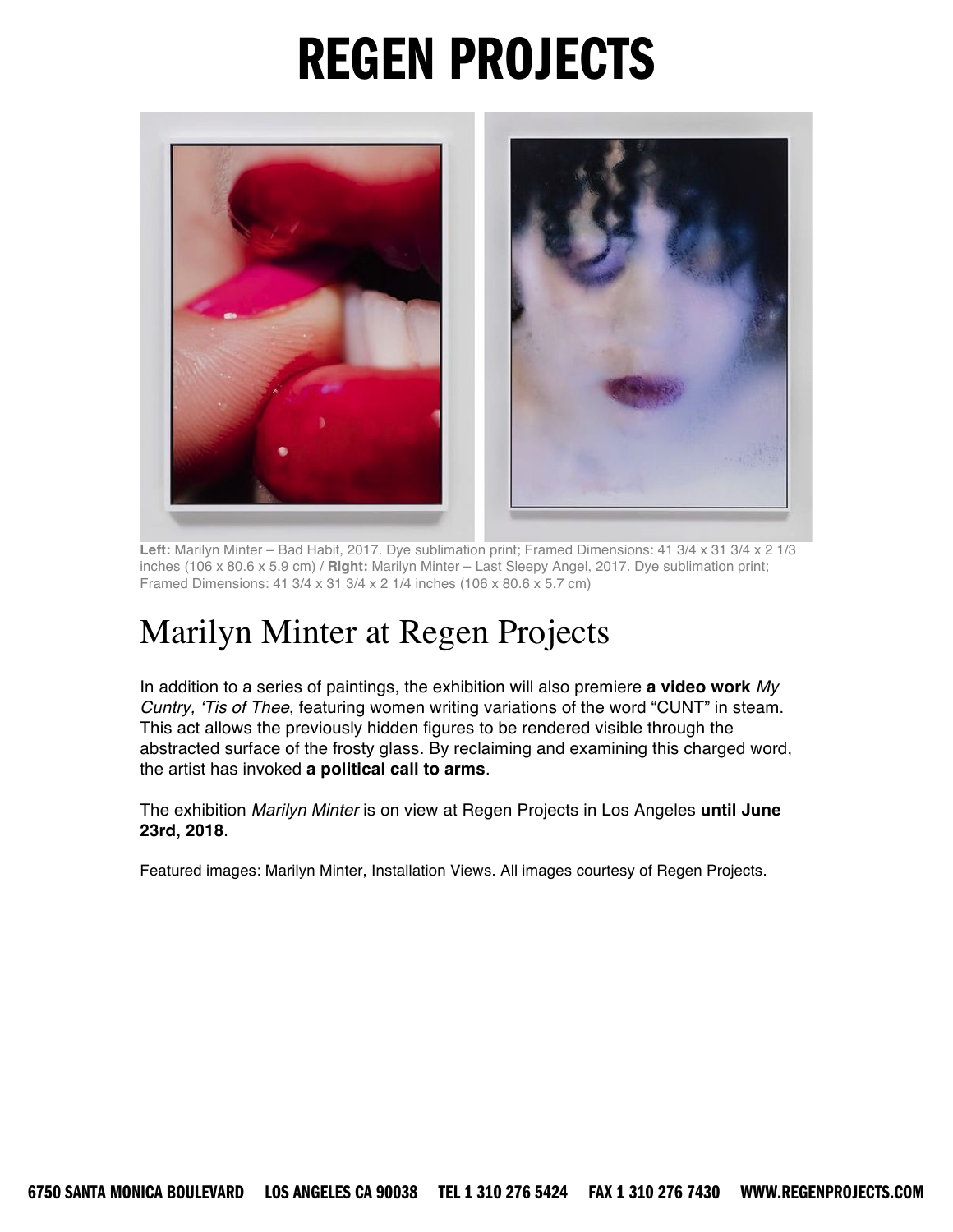**Left:** Marilyn Minter – Bad Habit, 2017. Dye sublimation print; Framed Dimensions: 41 3/4 x 31 3/4 x 2 1/3 inches (106 x 80.6 x 5.9 cm) / **Right:** Marilyn Minter – Last Sleepy Angel, 2017. Dye sublimation print; Framed Dimensions: 41 3/4 x 31 3/4 x 2 1/4 inches (106 x 80.6 x 5.7 cm)

# Marilyn Minter at Regen Projects

In addition to a series of paintings, the exhibition will also premiere **a video work** *My Cuntry, 'Tis of Thee*, featuring women writing variations of the word "CUNT" in steam. This act allows the previously hidden figures to be rendered visible through the abstracted surface of the frosty glass. By reclaiming and examining this charged word, the artist has invoked **a political call to arms**.

The exhibition *Marilyn Minter* is on view at Regen Projects in Los Angeles **until June 23rd, 2018**.

Featured images: Marilyn Minter, Installation Views. All images courtesy of Regen Projects.